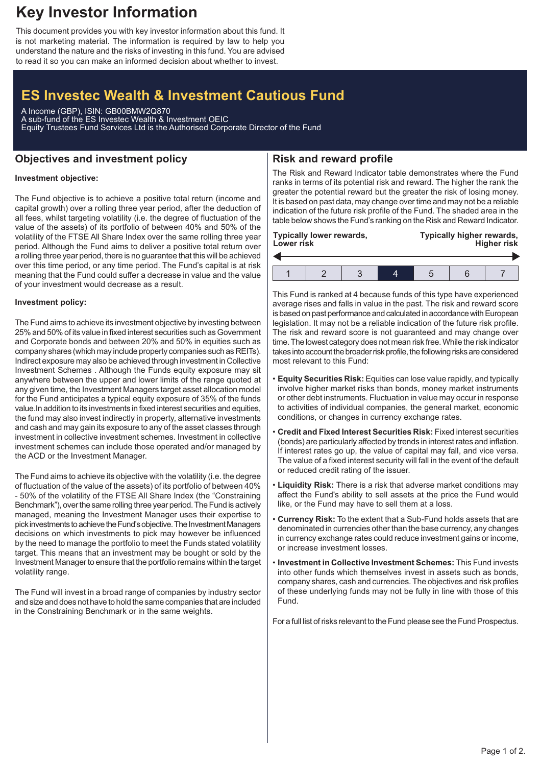# Key Investor Information

This document provides you with key investor information about this fund. It is not marketing material. The information is required by law to help you understand the nature and the risks of investing in this fund. You are advised to read it so you can make an informed decision about whether to invest.

## ES Investec Wealth & Investment Cautious Fund

A Income (GBP), ISIN: GB00BMW2Q870
A sub-fund of the ES Investec Wealth & Investment OEIC
Equity Trustees Fund Services Ltd is the Authorised Corporate Director of the Fund

## Objectives and investment policy

**Investment objective:**

The Fund objective is to achieve a positive total return (income and capital growth) over a rolling three year period, after the deduction of all fees, whilst targeting volatility (i.e. the degree of fluctuation of the value of the assets) of its portfolio of between 40% and 50% of the volatility of the FTSE All Share Index over the same rolling three year period. Although the Fund aims to deliver a positive total return over a rolling three year period, there is no guarantee that this will be achieved over this time period, or any time period. The Fund's capital is at risk meaning that the Fund could suffer a decrease in value and the value of your investment would decrease as a result.

**Investment policy:**

The Fund aims to achieve its investment objective by investing between 25% and 50% of its value in fixed interest securities such as Government and Corporate bonds and between 20% and 50% in equities such as company shares (which may include property companies such as REITs). Indirect exposure may also be achieved through investment in Collective Investment Schemes . Although the Funds equity exposure may sit anywhere between the upper and lower limits of the range quoted at any given time, the Investment Managers target asset allocation model for the Fund anticipates a typical equity exposure of 35% of the funds value.In addition to its investments in fixed interest securities and equities, the fund may also invest indirectly in property, alternative investments and cash and may gain its exposure to any of the asset classes through investment in collective investment schemes. Investment in collective investment schemes can include those operated and/or managed by the ACD or the Investment Manager.

The Fund aims to achieve its objective with the volatility (i.e. the degree of fluctuation of the value of the assets) of its portfolio of between 40% - 50% of the volatility of the FTSE All Share Index (the "Constraining Benchmark"), over the same rolling three year period. The Fund is actively managed, meaning the Investment Manager uses their expertise to pick investments to achieve the Fund's objective. The Investment Managers decisions on which investments to pick may however be influenced by the need to manage the portfolio to meet the Funds stated volatility target. This means that an investment may be bought or sold by the Investment Manager to ensure that the portfolio remains within the target volatility range.

The Fund will invest in a broad range of companies by industry sector and size and does not have to hold the same companies that are included in the Constraining Benchmark or in the same weights.

## Risk and reward profile

The Risk and Reward Indicator table demonstrates where the Fund ranks in terms of its potential risk and reward. The higher the rank the greater the potential reward but the greater the risk of losing money. It is based on past data, may change over time and may not be a reliable indication of the future risk profile of the Fund. The shaded area in the table below shows the Fund's ranking on the Risk and Reward Indicator.

| Typically lower rewards, Lower risk | | | | | | Typically higher rewards, Higher risk |
|---|---|---|---|---|---|---|
| 1 | 2 | 3 | **4** | 5 | 6 | 7 |

This Fund is ranked at 4 because funds of this type have experienced average rises and falls in value in the past. The risk and reward score is based on past performance and calculated in accordance with European legislation. It may not be a reliable indication of the future risk profile. The risk and reward score is not guaranteed and may change over time. The lowest category does not mean risk free. While the risk indicator takes into account the broader risk profile, the following risks are considered most relevant to this Fund:

- **Equity Securities Risk:** Equities can lose value rapidly, and typically involve higher market risks than bonds, money market instruments or other debt instruments. Fluctuation in value may occur in response to activities of individual companies, the general market, economic conditions, or changes in currency exchange rates.
- **Credit and Fixed Interest Securities Risk:** Fixed interest securities (bonds) are particularly affected by trends in interest rates and inflation. If interest rates go up, the value of capital may fall, and vice versa. The value of a fixed interest security will fall in the event of the default or reduced credit rating of the issuer.
- **Liquidity Risk:** There is a risk that adverse market conditions may affect the Fund's ability to sell assets at the price the Fund would like, or the Fund may have to sell them at a loss.
- **Currency Risk:** To the extent that a Sub-Fund holds assets that are denominated in currencies other than the base currency, any changes in currency exchange rates could reduce investment gains or income, or increase investment losses.
- **Investment in Collective Investment Schemes:** This Fund invests into other funds which themselves invest in assets such as bonds, company shares, cash and currencies. The objectives and risk profiles of these underlying funds may not be fully in line with those of this Fund.

For a full list of risks relevant to the Fund please see the Fund Prospectus.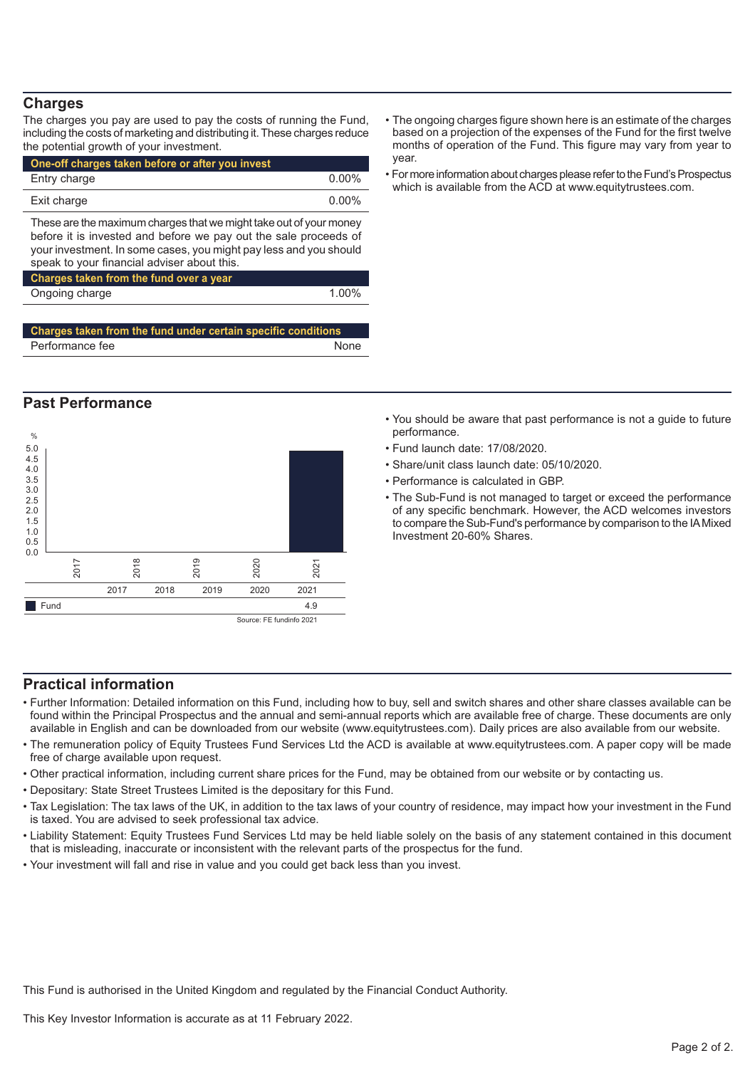## Charges

The charges you pay are used to pay the costs of running the Fund, including the costs of marketing and distributing it. These charges reduce the potential growth of your investment.

| One-off charges taken before or after you invest | |
|---|---|
| Entry charge | 0.00% |
| Exit charge | 0.00% |

These are the maximum charges that we might take out of your money before it is invested and before we pay out the sale proceeds of your investment. In some cases, you might pay less and you should speak to your financial adviser about this.

| Charges taken from the fund over a year | |
|---|---|
| Ongoing charge | 1.00% |

| Charges taken from the fund under certain specific conditions | |
|---|---|
| Performance fee | None |

- The ongoing charges figure shown here is an estimate of the charges based on a projection of the expenses of the Fund for the first twelve months of operation of the Fund. This figure may vary from year to year.
- For more information about charges please refer to the Fund's Prospectus which is available from the ACD at www.equitytrustees.com.

## Past Performance

%
5.0
4.5
4.0
3.5
3.0
2.5
2.0
1.5
1.0
0.5
0.0

2017 2018 2019 2020 2021

| | 2017 | 2018 | 2019 | 2020 | 2021 |
|---|---|---|---|---|---|
| Fund | | | | | 4.9 |

Source: FE fundinfo 2021

- You should be aware that past performance is not a guide to future performance.
- Fund launch date: 17/08/2020.
- Share/unit class launch date: 05/10/2020.
- Performance is calculated in GBP.
- The Sub-Fund is not managed to target or exceed the performance of any specific benchmark. However, the ACD welcomes investors to compare the Sub-Fund's performance by comparison to the IA Mixed Investment 20-60% Shares.

## Practical information

- Further Information: Detailed information on this Fund, including how to buy, sell and switch shares and other share classes available can be found within the Principal Prospectus and the annual and semi-annual reports which are available free of charge. These documents are only available in English and can be downloaded from our website (www.equitytrustees.com). Daily prices are also available from our website.
- The remuneration policy of Equity Trustees Fund Services Ltd the ACD is available at www.equitytrustees.com. A paper copy will be made free of charge available upon request.
- Other practical information, including current share prices for the Fund, may be obtained from our website or by contacting us.
- Depositary: State Street Trustees Limited is the depositary for this Fund.
- Tax Legislation: The tax laws of the UK, in addition to the tax laws of your country of residence, may impact how your investment in the Fund is taxed. You are advised to seek professional tax advice.
- Liability Statement: Equity Trustees Fund Services Ltd may be held liable solely on the basis of any statement contained in this document that is misleading, inaccurate or inconsistent with the relevant parts of the prospectus for the fund.
- Your investment will fall and rise in value and you could get back less than you invest.

This Fund is authorised in the United Kingdom and regulated by the Financial Conduct Authority.

This Key Investor Information is accurate as at 11 February 2022.